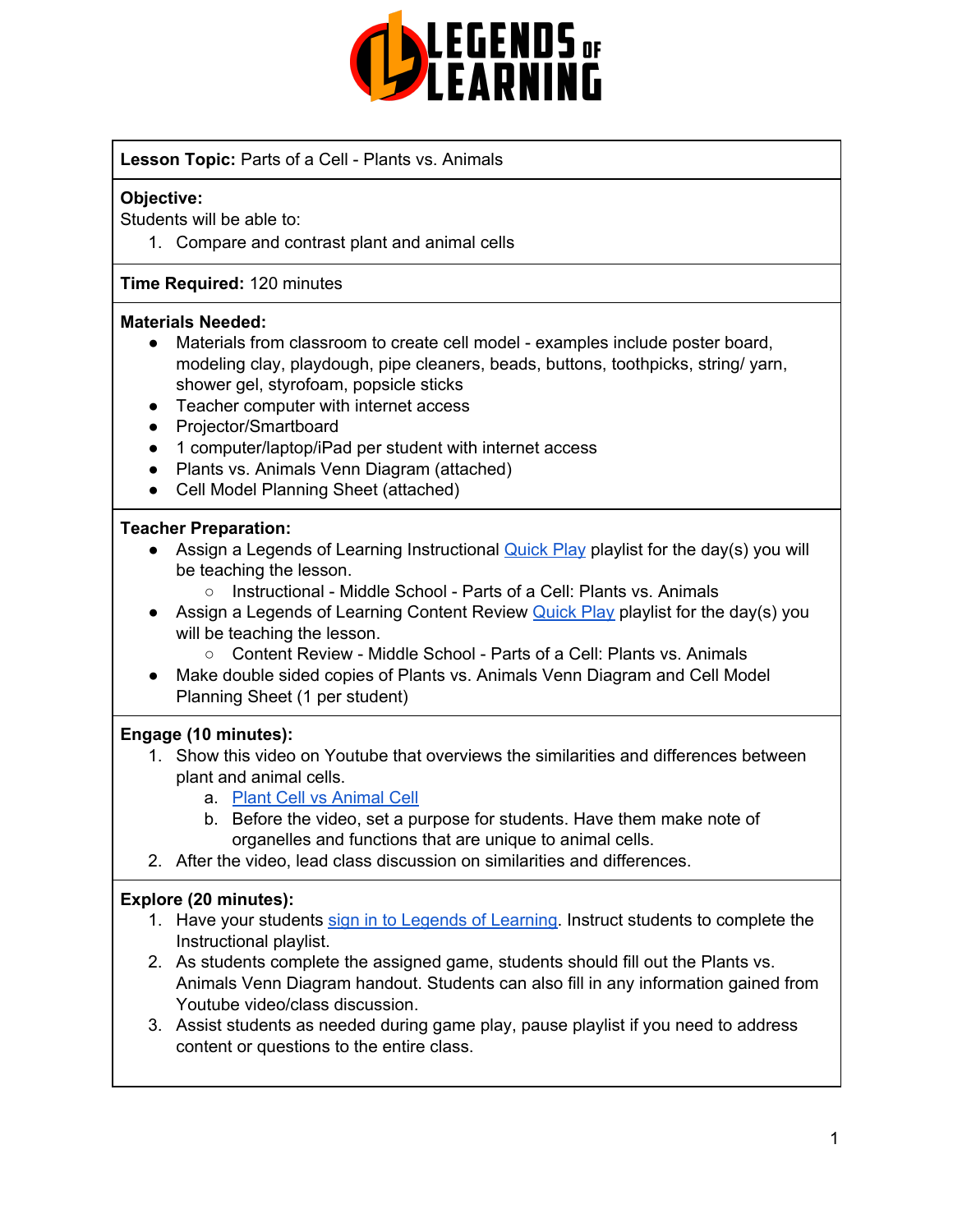**Lesson Topic:** Parts of a Cell - Plants vs. Animals

**Objective:**
Students will be able to:

1. Compare and contrast plant and animal cells

**Time Required:** 120 minutes

**Materials Needed:**

- Materials from classroom to create cell model - examples include poster board, modeling clay, playdough, pipe cleaners, beads, buttons, toothpicks, string/ yarn, shower gel, styrofoam, popsicle sticks
- Teacher computer with internet access
- Projector/Smartboard
- 1 computer/laptop/iPad per student with internet access
- Plants vs. Animals Venn Diagram (attached)
- Cell Model Planning Sheet (attached)

**Teacher Preparation:**

- Assign a Legends of Learning Instructional Quick Play playlist for the day(s) you will be teaching the lesson.
  - Instructional - Middle School - Parts of a Cell: Plants vs. Animals
- Assign a Legends of Learning Content Review Quick Play playlist for the day(s) you will be teaching the lesson.
  - Content Review - Middle School - Parts of a Cell: Plants vs. Animals
- Make double sided copies of Plants vs. Animals Venn Diagram and Cell Model Planning Sheet (1 per student)

**Engage (10 minutes):**

1. Show this video on Youtube that overviews the similarities and differences between plant and animal cells.
   a. Plant Cell vs Animal Cell
   b. Before the video, set a purpose for students. Have them make note of organelles and functions that are unique to animal cells.
2. After the video, lead class discussion on similarities and differences.

**Explore (20 minutes):**

1. Have your students sign in to Legends of Learning. Instruct students to complete the Instructional playlist.
2. As students complete the assigned game, students should fill out the Plants vs. Animals Venn Diagram handout. Students can also fill in any information gained from Youtube video/class discussion.
3. Assist students as needed during game play, pause playlist if you need to address content or questions to the entire class.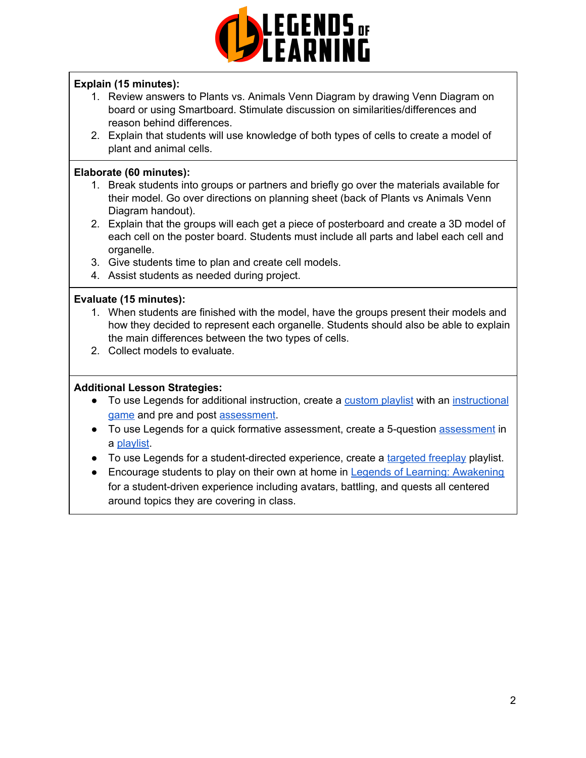**Explain (15 minutes):**

1. Review answers to Plants vs. Animals Venn Diagram by drawing Venn Diagram on board or using Smartboard. Stimulate discussion on similarities/differences and reason behind differences.
2. Explain that students will use knowledge of both types of cells to create a model of plant and animal cells.

**Elaborate (60 minutes):**

1. Break students into groups or partners and briefly go over the materials available for their model. Go over directions on planning sheet (back of Plants vs Animals Venn Diagram handout).
2. Explain that the groups will each get a piece of posterboard and create a 3D model of each cell on the poster board. Students must include all parts and label each cell and organelle.
3. Give students time to plan and create cell models.
4. Assist students as needed during project.

**Evaluate (15 minutes):**

1. When students are finished with the model, have the groups present their models and how they decided to represent each organelle. Students should also be able to explain the main differences between the two types of cells.
2. Collect models to evaluate.

**Additional Lesson Strategies:**

- To use Legends for additional instruction, create a custom playlist with an instructional game and pre and post assessment.
- To use Legends for a quick formative assessment, create a 5-question assessment in a playlist.
- To use Legends for a student-directed experience, create a targeted freeplay playlist.
- Encourage students to play on their own at home in Legends of Learning: Awakening for a student-driven experience including avatars, battling, and quests all centered around topics they are covering in class.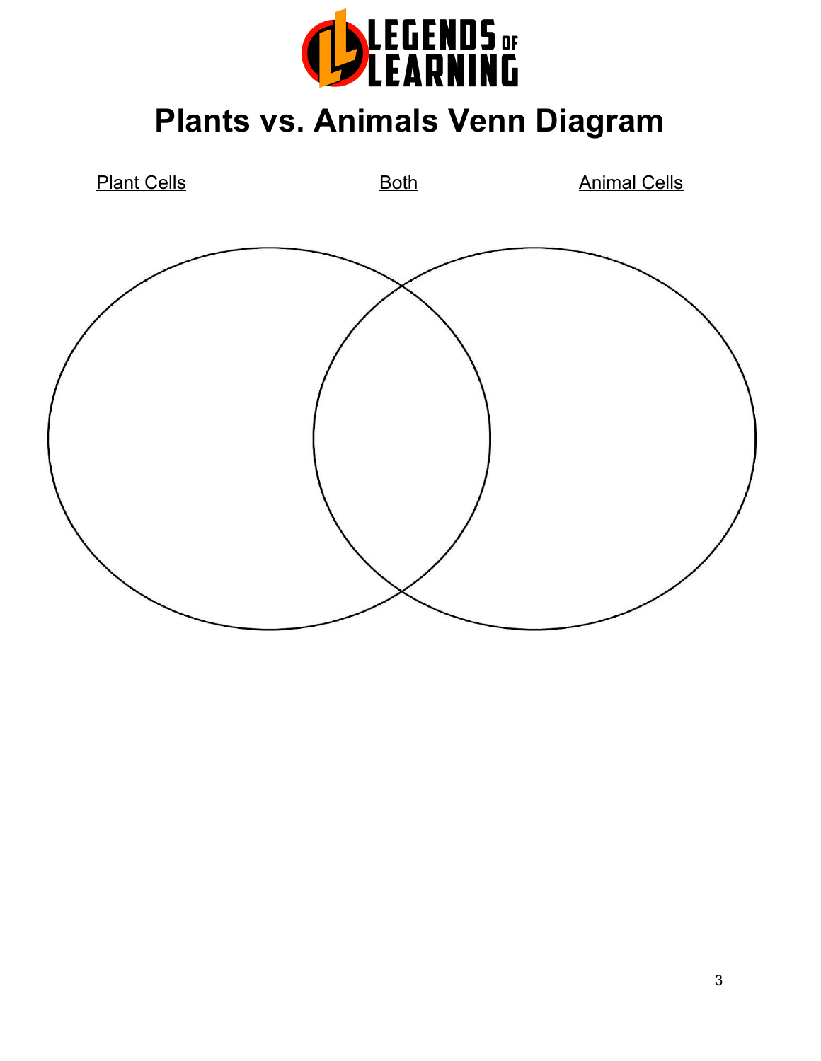LEGENDS OF LEARNING

# Plants vs. Animals Venn Diagram

<u>Plant Cells</u> <u>Both</u> <u>Animal Cells</u>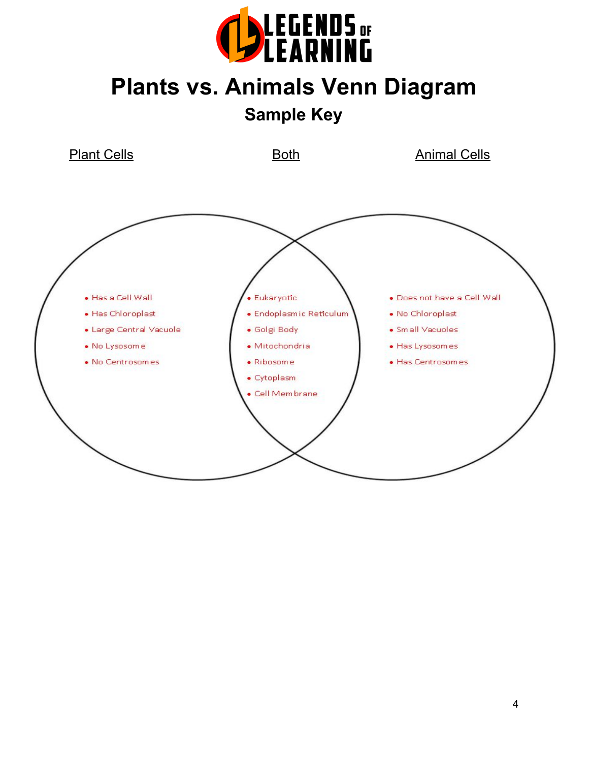LEGENDS OF LEARNING

# Plants vs. Animals Venn Diagram

## Sample Key

**Plant Cells**

- Has a Cell Wall
- Has Chloroplast
- Large Central Vacuole
- No Lysosome
- No Centrosomes

**Both**

- Eukaryotic
- Endoplasmic Reticulum
- Golgi Body
- Mitochondria
- Ribosome
- Cytoplasm
- Cell Membrane

**Animal Cells**

- Does not have a Cell Wall
- No Chloroplast
- Small Vacuoles
- Has Lysosomes
- Has Centrosomes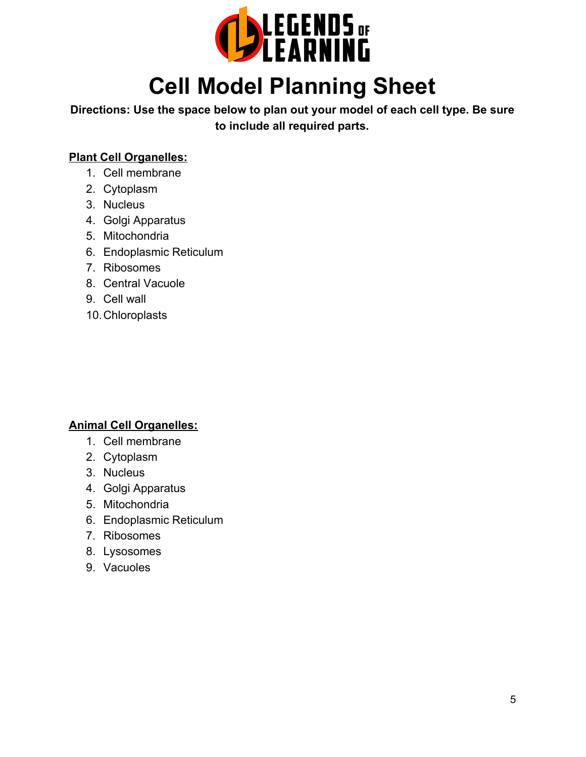# Cell Model Planning Sheet

**Directions: Use the space below to plan out your model of each cell type. Be sure to include all required parts.**

**Plant Cell Organelles:**

1. Cell membrane
2. Cytoplasm
3. Nucleus
4. Golgi Apparatus
5. Mitochondria
6. Endoplasmic Reticulum
7. Ribosomes
8. Central Vacuole
9. Cell wall
10. Chloroplasts

**Animal Cell Organelles:**

1. Cell membrane
2. Cytoplasm
3. Nucleus
4. Golgi Apparatus
5. Mitochondria
6. Endoplasmic Reticulum
7. Ribosomes
8. Lysosomes
9. Vacuoles